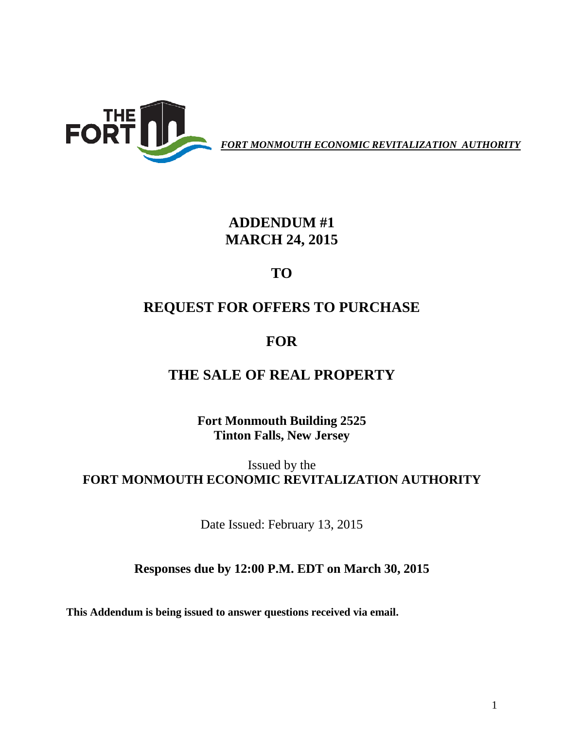*FORT MONMOUTH ECONOMIC REVITALIZATION AUTHORITY*

# ADDENDUM #1
# MARCH 24, 2015

# TO

# REQUEST FOR OFFERS TO PURCHASE

# FOR

# THE SALE OF REAL PROPERTY

**Fort Monmouth Building 2525**
**Tinton Falls, New Jersey**

Issued by the
**FORT MONMOUTH ECONOMIC REVITALIZATION AUTHORITY**

Date Issued: February 13, 2015

**Responses due by 12:00 P.M. EDT on March 30, 2015**

**This Addendum is being issued to answer questions received via email.**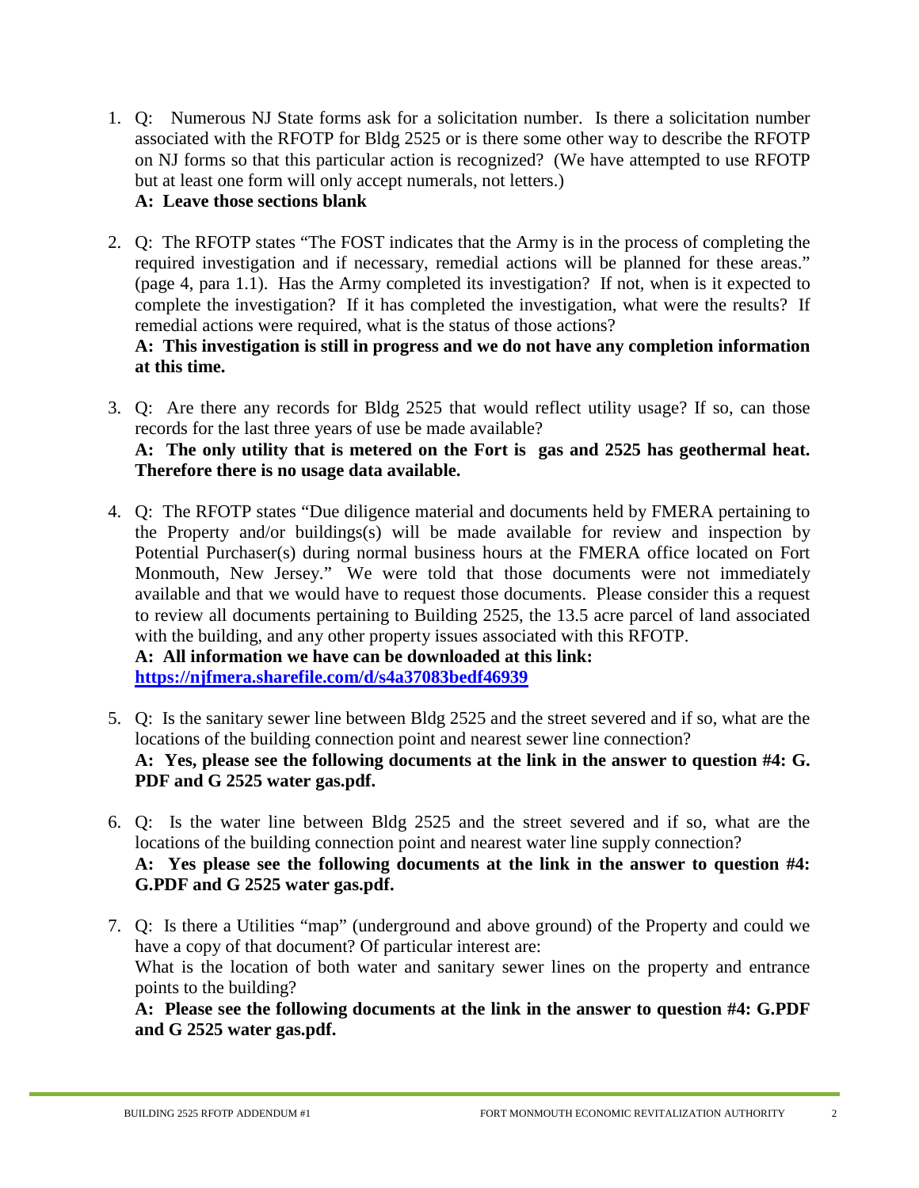1. Q: Numerous NJ State forms ask for a solicitation number. Is there a solicitation number associated with the RFOTP for Bldg 2525 or is there some other way to describe the RFOTP on NJ forms so that this particular action is recognized? (We have attempted to use RFOTP but at least one form will only accept numerals, not letters.)
   **A: Leave those sections blank**

2. Q: The RFOTP states "The FOST indicates that the Army is in the process of completing the required investigation and if necessary, remedial actions will be planned for these areas." (page 4, para 1.1). Has the Army completed its investigation? If not, when is it expected to complete the investigation? If it has completed the investigation, what were the results? If remedial actions were required, what is the status of those actions?
   **A: This investigation is still in progress and we do not have any completion information at this time.**

3. Q: Are there any records for Bldg 2525 that would reflect utility usage? If so, can those records for the last three years of use be made available?
   **A: The only utility that is metered on the Fort is gas and 2525 has geothermal heat. Therefore there is no usage data available.**

4. Q: The RFOTP states "Due diligence material and documents held by FMERA pertaining to the Property and/or buildings(s) will be made available for review and inspection by Potential Purchaser(s) during normal business hours at the FMERA office located on Fort Monmouth, New Jersey." We were told that those documents were not immediately available and that we would have to request those documents. Please consider this a request to review all documents pertaining to Building 2525, the 13.5 acre parcel of land associated with the building, and any other property issues associated with this RFOTP.
   **A: All information we have can be downloaded at this link:**
   **https://njfmera.sharefile.com/d/s4a37083bedf46939**

5. Q: Is the sanitary sewer line between Bldg 2525 and the street severed and if so, what are the locations of the building connection point and nearest sewer line connection?
   **A: Yes, please see the following documents at the link in the answer to question #4: G. PDF and G 2525 water gas.pdf.**

6. Q: Is the water line between Bldg 2525 and the street severed and if so, what are the locations of the building connection point and nearest water line supply connection?
   **A: Yes please see the following documents at the link in the answer to question #4: G.PDF and G 2525 water gas.pdf.**

7. Q: Is there a Utilities "map" (underground and above ground) of the Property and could we have a copy of that document? Of particular interest are:
   What is the location of both water and sanitary sewer lines on the property and entrance points to the building?
   **A: Please see the following documents at the link in the answer to question #4: G.PDF and G 2525 water gas.pdf.**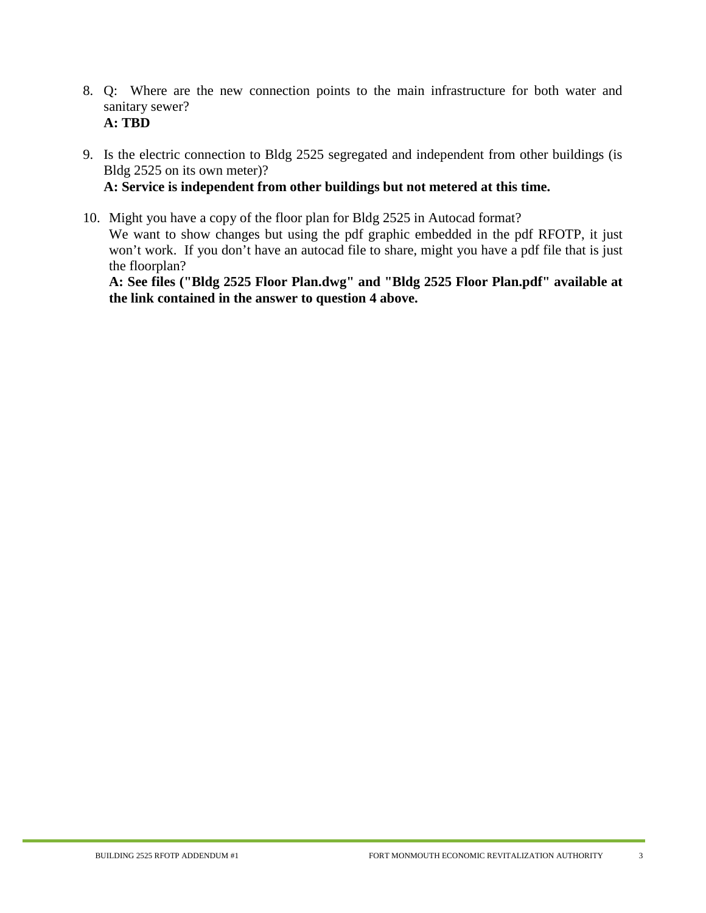8. Q: Where are the new connection points to the main infrastructure for both water and sanitary sewer?
   **A: TBD**

9. Is the electric connection to Bldg 2525 segregated and independent from other buildings (is Bldg 2525 on its own meter)?
   **A: Service is independent from other buildings but not metered at this time.**

10. Might you have a copy of the floor plan for Bldg 2525 in Autocad format?
    We want to show changes but using the pdf graphic embedded in the pdf RFOTP, it just won't work. If you don't have an autocad file to share, might you have a pdf file that is just the floorplan?
    **A: See files ("Bldg 2525 Floor Plan.dwg" and "Bldg 2525 Floor Plan.pdf" available at the link contained in the answer to question 4 above.**